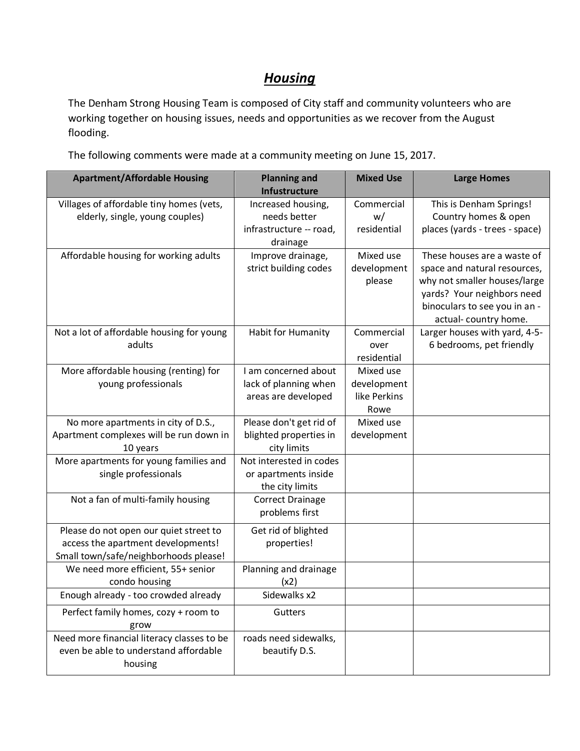# ***Housing***

The Denham Strong Housing Team is composed of City staff and community volunteers who are working together on housing issues, needs and opportunities as we recover from the August flooding.

The following comments were made at a community meeting on June 15, 2017.

| Apartment/Affordable Housing | Planning and Infustructure | Mixed Use | Large Homes |
|---|---|---|---|
| Villages of affordable tiny homes (vets, elderly, single, young couples) | Increased housing, needs better infrastructure -- road, drainage | Commercial w/ residential | This is Denham Springs! Country homes & open places (yards - trees - space) |
| Affordable housing for working adults | Improve drainage, strict building codes | Mixed use development please | These houses are a waste of space and natural resources, why not smaller houses/large yards? Your neighbors need binoculars to see you in an -actual- country home. |
| Not a lot of affordable housing for young adults | Habit for Humanity | Commercial over residential | Larger houses with yard, 4-5-6 bedrooms, pet friendly |
| More affordable housing (renting) for young professionals | I am concerned about lack of planning when areas are developed | Mixed use development like Perkins Rowe | |
| No more apartments in city of D.S., Apartment complexes will be run down in 10 years | Please don't get rid of blighted properties in city limits | Mixed use development | |
| More apartments for young families and single professionals | Not interested in codes or apartments inside the city limits | | |
| Not a fan of multi-family housing | Correct Drainage problems first | | |
| Please do not open our quiet street to access the apartment developments! Small town/safe/neighborhoods please! | Get rid of blighted properties! | | |
| We need more efficient, 55+ senior condo housing | Planning and drainage (x2) | | |
| Enough already - too crowded already | Sidewalks x2 | | |
| Perfect family homes, cozy + room to grow | Gutters | | |
| Need more financial literacy classes to be even be able to understand affordable housing | roads need sidewalks, beautify D.S. | | |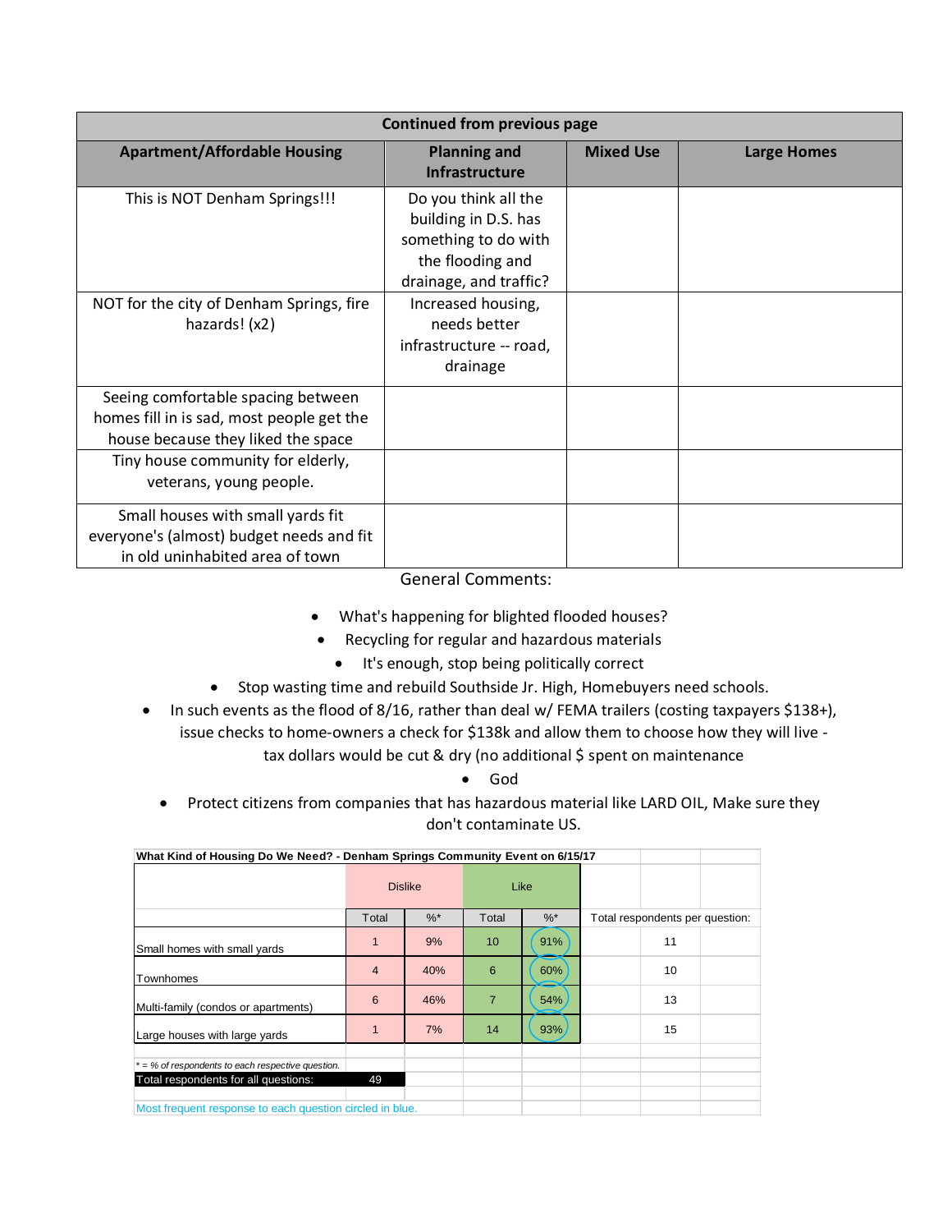| Continued from previous page | | | |
|---|---|---|---|
| **Apartment/Affordable Housing** | **Planning and Infrastructure** | **Mixed Use** | **Large Homes** |
| This is NOT Denham Springs!!! | Do you think all the building in D.S. has something to do with the flooding and drainage, and traffic? | | |
| NOT for the city of Denham Springs, fire hazards! (x2) | Increased housing, needs better infrastructure -- road, drainage | | |
| Seeing comfortable spacing between homes fill in is sad, most people get the house because they liked the space | | | |
| Tiny house community for elderly, veterans, young people. | | | |
| Small houses with small yards fit everyone's (almost) budget needs and fit in old uninhabited area of town | | | |

General Comments:

- What's happening for blighted flooded houses?
- Recycling for regular and hazardous materials
- It's enough, stop being politically correct
- Stop wasting time and rebuild Southside Jr. High, Homebuyers need schools.
- In such events as the flood of 8/16, rather than deal w/ FEMA trailers (costing taxpayers $138+), issue checks to home-owners a check for $138k and allow them to choose how they will live - tax dollars would be cut & dry (no additional $ spent on maintenance
- God
- Protect citizens from companies that has hazardous material like LARD OIL, Make sure they don't contaminate US.

**What Kind of Housing Do We Need? - Denham Springs Community Event on 6/15/17**

| | Dislike | | Like | | |
|---|---|---|---|---|---|
| | Total | %* | Total | %* | Total respondents per question: |
| Small homes with small yards | 1 | 9% | 10 | 91% | 11 |
| Townhomes | 4 | 40% | 6 | 60% | 10 |
| Multi-family (condos or apartments) | 6 | 46% | 7 | 54% | 13 |
| Large houses with large yards | 1 | 7% | 14 | 93% | 15 |

*\* = % of respondents to each respective question.*

Total respondents for all questions: 49

Most frequent response to each question circled in blue.